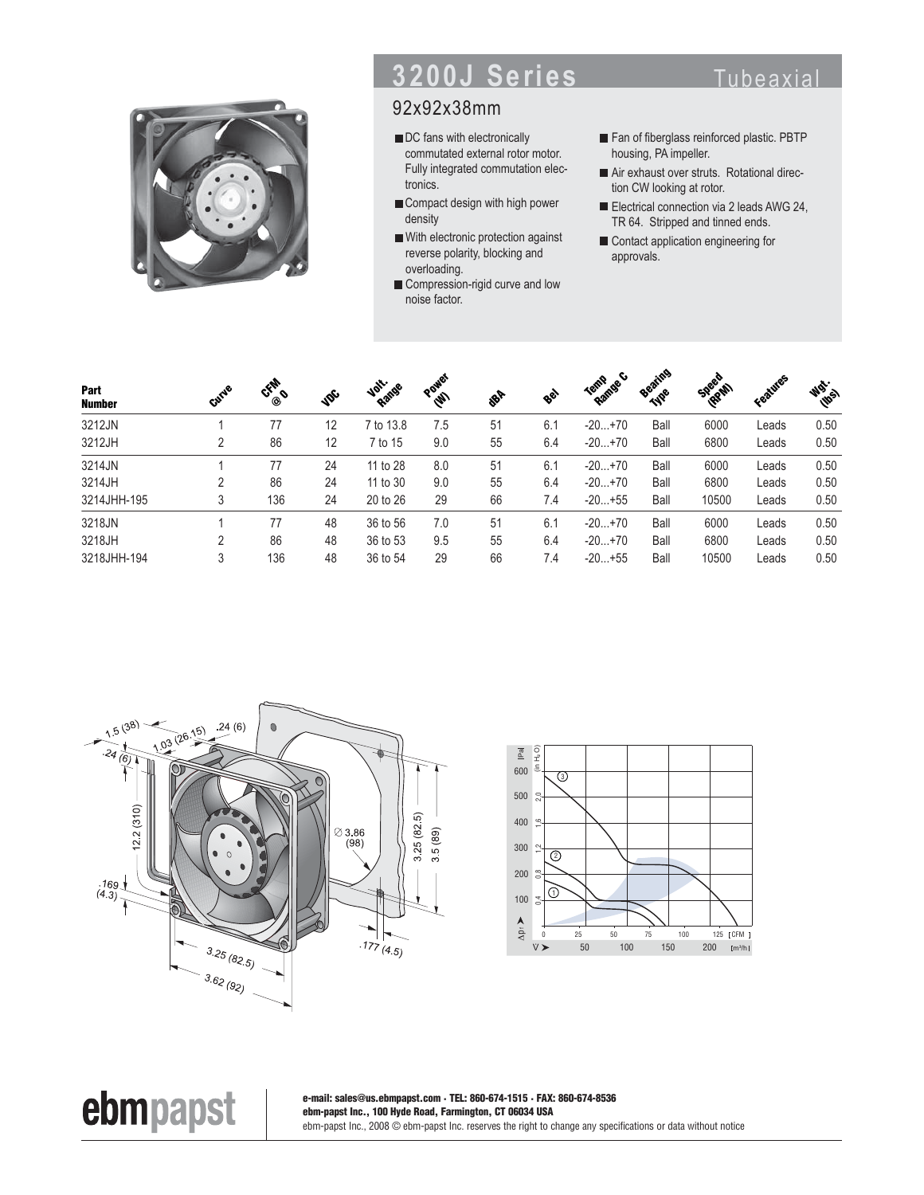# 3200J Series Tubeaxial

## 92x92x38mm

- DC fans with electronically commutated external rotor motor. Fully integrated commutation electronics.
- Compact design with high power density
- With electronic protection against reverse polarity, blocking and overloading.
- Compression-rigid curve and low noise factor.
- Fan of fiberglass reinforced plastic. PBTP housing, PA impeller.
- Air exhaust over struts. Rotational direction CW looking at rotor.
- Electrical connection via 2 leads AWG 24, TR 64. Stripped and tinned ends.
- Contact application engineering for approvals.

| Part Number | Curve | CFM @ 0 | VDC | Volt. Range | Power (W) | dBA | Bel | Temp Range C | Bearing Type | Speed (RPM) | Features | Wgt. (lbs) |
|---|---|---|---|---|---|---|---|---|---|---|---|---|
| 3212JN | 1 | 77 | 12 | 7 to 13.8 | 7.5 | 51 | 6.1 | -20...+70 | Ball | 6000 | Leads | 0.50 |
| 3212JH | 2 | 86 | 12 | 7 to 15 | 9.0 | 55 | 6.4 | -20...+70 | Ball | 6800 | Leads | 0.50 |
| 3214JN | 1 | 77 | 24 | 11 to 28 | 8.0 | 51 | 6.1 | -20...+70 | Ball | 6000 | Leads | 0.50 |
| 3214JH | 2 | 86 | 24 | 11 to 30 | 9.0 | 55 | 6.4 | -20...+70 | Ball | 6800 | Leads | 0.50 |
| 3214JHH-195 | 3 | 136 | 24 | 20 to 26 | 29 | 66 | 7.4 | -20...+55 | Ball | 10500 | Leads | 0.50 |
| 3218JN | 1 | 77 | 48 | 36 to 56 | 7.0 | 51 | 6.1 | -20...+70 | Ball | 6000 | Leads | 0.50 |
| 3218JH | 2 | 86 | 48 | 36 to 53 | 9.5 | 55 | 6.4 | -20...+70 | Ball | 6800 | Leads | 0.50 |
| 3218JHH-194 | 3 | 136 | 48 | 36 to 54 | 29 | 66 | 7.4 | -20...+55 | Ball | 10500 | Leads | 0.50 |

e-mail: sales@us.ebmpapst.com · TEL: 860-674-1515 · FAX: 860-674-8536
ebm-papst Inc., 100 Hyde Road, Farmington, CT 06034 USA
ebm-papst Inc., 2008 © ebm-papst Inc. reserves the right to change any specifications or data without notice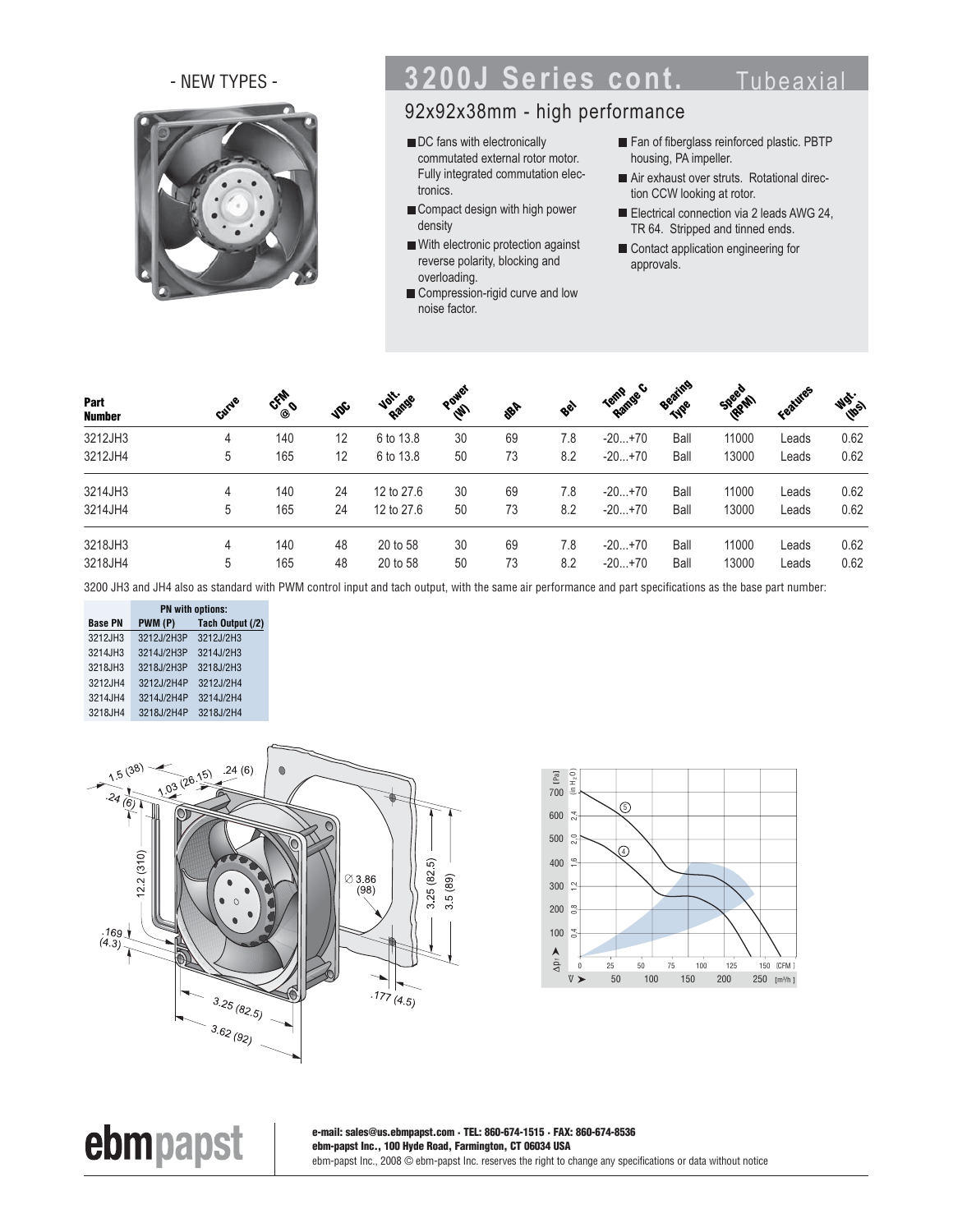- NEW TYPES -

# 3200J Series cont. Tubeaxial

## 92x92x38mm - high performance

- DC fans with electronically commutated external rotor motor. Fully integrated commutation electronics.
- Compact design with high power density
- With electronic protection against reverse polarity, blocking and overloading.
- Compression-rigid curve and low noise factor.
- Fan of fiberglass reinforced plastic. PBTP housing, PA impeller.
- Air exhaust over struts. Rotational direction CCW looking at rotor.
- Electrical connection via 2 leads AWG 24, TR 64. Stripped and tinned ends.
- Contact application engineering for approvals.

| Part Number | Curve | CFM @ 0 | VDC | Volt. Range | Power (W) | dBA | Bel | Temp Range C | Bearing Type | Speed (RPM) | Features | Wgt. (lbs) |
|---|---|---|---|---|---|---|---|---|---|---|---|---|
| 3212JH3 | 4 | 140 | 12 | 6 to 13.8 | 30 | 69 | 7.8 | -20...+70 | Ball | 11000 | Leads | 0.62 |
| 3212JH4 | 5 | 165 | 12 | 6 to 13.8 | 50 | 73 | 8.2 | -20...+70 | Ball | 13000 | Leads | 0.62 |
| 3214JH3 | 4 | 140 | 24 | 12 to 27.6 | 30 | 69 | 7.8 | -20...+70 | Ball | 11000 | Leads | 0.62 |
| 3214JH4 | 5 | 165 | 24 | 12 to 27.6 | 50 | 73 | 8.2 | -20...+70 | Ball | 13000 | Leads | 0.62 |
| 3218JH3 | 4 | 140 | 48 | 20 to 58 | 30 | 69 | 7.8 | -20...+70 | Ball | 11000 | Leads | 0.62 |
| 3218JH4 | 5 | 165 | 48 | 20 to 58 | 50 | 73 | 8.2 | -20...+70 | Ball | 13000 | Leads | 0.62 |

3200 JH3 and JH4 also as standard with PWM control input and tach output, with the same air performance and part specifications as the base part number:

| | PN with options: | |
|---|---|---|
| Base PN | PWM (P) | Tach Output (/2) |
| 3212JH3 | 3212J/2H3P | 3212J/2H3 |
| 3214JH3 | 3214J/2H3P | 3214J/2H3 |
| 3218JH3 | 3218J/2H3P | 3218J/2H3 |
| 3212JH4 | 3212J/2H4P | 3212J/2H4 |
| 3214JH4 | 3214J/2H4P | 3214J/2H4 |
| 3218JH4 | 3218J/2H4P | 3218J/2H4 |

1.5 (38)
1.03 (26.15)
.24 (6)
.24 (6)
12.2 (310)
.169 (4.3)
∅ 3.86 (98)
3.25 (82.5)
3.5 (89)
.177 (4.5)
3.25 (82.5)
3.62 (92)

[Pa] [in H2O]
700 600 500 400 300 200 100
2.4 2.0 1.6 1.2 0.8 0.4
Δpf
5
4
0 25 50 75 100 125 150 [CFM]
V̇ 50 100 150 200 250 [m³/h]

e-mail: sales@us.ebmpapst.com · TEL: 860-674-1515 · FAX: 860-674-8536
ebm-papst Inc., 100 Hyde Road, Farmington, CT 06034 USA
ebm-papst Inc., 2008 © ebm-papst Inc. reserves the right to change any specifications or data without notice